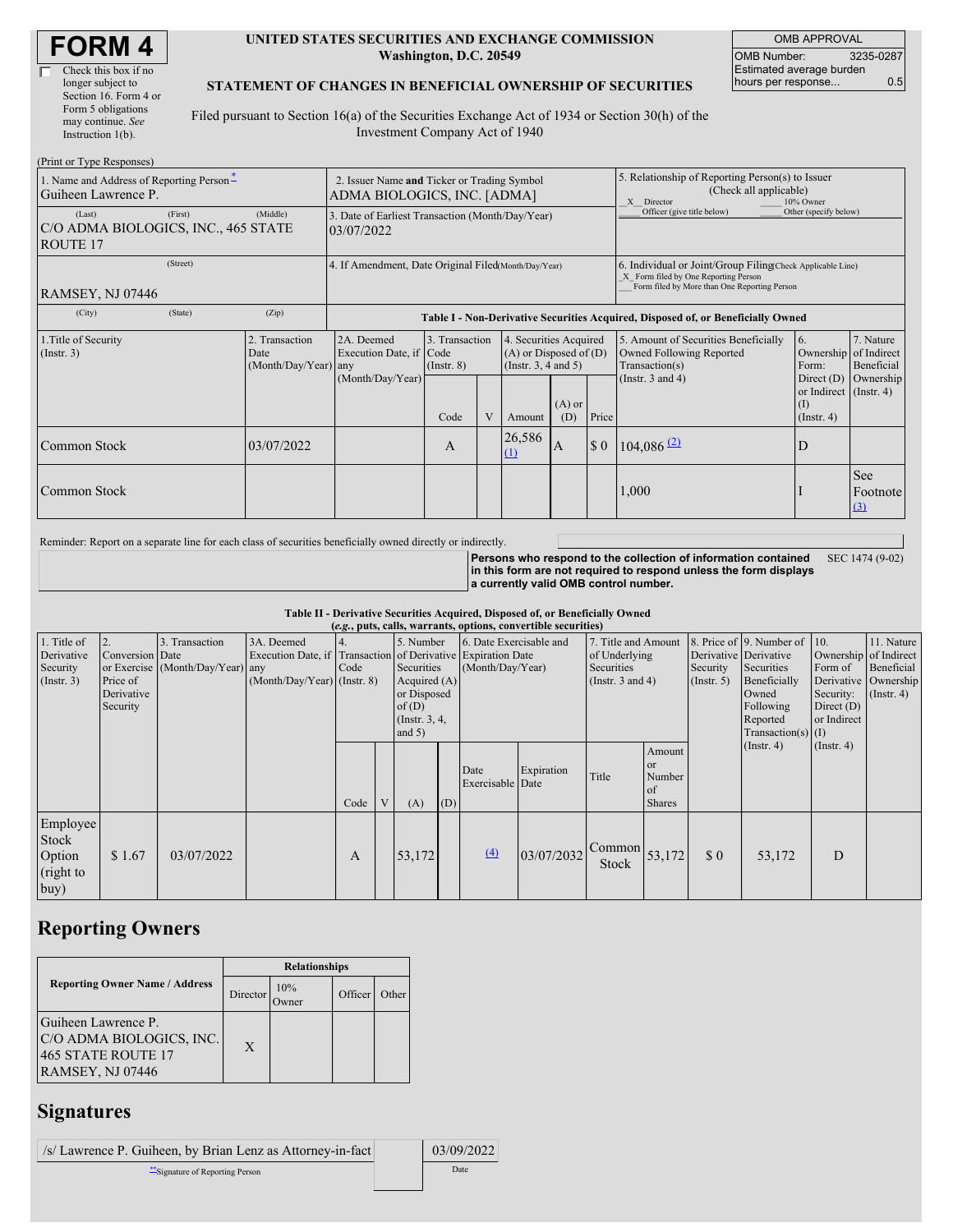# FORM 4

☐ Check this box if no longer subject to Section 16. Form 4 or Form 5 obligations may continue. *See* Instruction 1(b).

**UNITED STATES SECURITIES AND EXCHANGE COMMISSION**
**Washington, D.C. 20549**

**STATEMENT OF CHANGES IN BENEFICIAL OWNERSHIP OF SECURITIES**

Filed pursuant to Section 16(a) of the Securities Exchange Act of 1934 or Section 30(h) of the Investment Company Act of 1940

| OMB APPROVAL | |
|---|---|
| OMB Number: | 3235-0287 |
| Estimated average burden hours per response... | 0.5 |

(Print or Type Responses)

| | | |
|---|---|---|
| 1. Name and Address of Reporting Person *<br>Guiheen Lawrence P.<br>(Last) (First) (Middle)<br>C/O ADMA BIOLOGICS, INC., 465 STATE ROUTE 17<br>(Street)<br>RAMSEY, NJ 07446<br>(City) (State) (Zip) | 2. Issuer Name **and** Ticker or Trading Symbol<br>ADMA BIOLOGICS, INC. [ADMA]<br>3. Date of Earliest Transaction (Month/Day/Year)<br>03/07/2022<br>4. If Amendment, Date Original Filed (Month/Day/Year) | 5. Relationship of Reporting Person(s) to Issuer (Check all applicable)<br>_X_ Director ___ 10% Owner<br>___ Officer (give title below) ___ Other (specify below)<br>6. Individual or Joint/Group Filing (Check Applicable Line)<br>_X_ Form filed by One Reporting Person<br>___ Form filed by More than One Reporting Person |

**Table I - Non-Derivative Securities Acquired, Disposed of, or Beneficially Owned**

| 1.Title of Security (Instr. 3) | 2. Transaction Date (Month/Day/Year) | 2A. Deemed Execution Date, if any (Month/Day/Year) | 3. Transaction Code (Instr. 8) Code | V | 4. Securities Acquired (A) or Disposed of (D) (Instr. 3, 4 and 5) Amount | (A) or (D) | Price | 5. Amount of Securities Beneficially Owned Following Reported Transaction(s) (Instr. 3 and 4) | 6. Ownership Form: Direct (D) or Indirect (I) (Instr. 4) | 7. Nature of Indirect Beneficial Ownership (Instr. 4) |
|---|---|---|---|---|---|---|---|---|---|---|
| Common Stock | 03/07/2022 | | A | | 26,586 (1) | A | $ 0 | 104,086 (2) | D | |
| Common Stock | | | | | | | | 1,000 | I | See Footnote (3) |

Reminder: Report on a separate line for each class of securities beneficially owned directly or indirectly.

**Persons who respond to the collection of information contained in this form are not required to respond unless the form displays a currently valid OMB control number.** SEC 1474 (9-02)

**Table II - Derivative Securities Acquired, Disposed of, or Beneficially Owned**
**(*e.g.*, puts, calls, warrants, options, convertible securities)**

| 1. Title of Derivative Security (Instr. 3) | 2. Conversion or Exercise Price of Derivative Security | 3. Transaction Date (Month/Day/Year) | 3A. Deemed Execution Date, if any (Month/Day/Year) | 4. Transaction Code (Instr. 8) Code | V | 5. Number of Derivative Securities Acquired (A) or Disposed of (D) (Instr. 3, 4, and 5) (A) | (D) | 6. Date Exercisable and Expiration Date (Month/Day/Year) Date Exercisable | Expiration Date | 7. Title and Amount of Underlying Securities (Instr. 3 and 4) Title | Amount or Number of Shares | 8. Price of Derivative Security (Instr. 5) | 9. Number of Derivative Securities Beneficially Owned Following Reported Transaction(s) (Instr. 4) | 10. Ownership Form of Derivative Security: Direct (D) or Indirect (I) (Instr. 4) | 11. Nature of Indirect Beneficial Ownership (Instr. 4) |
|---|---|---|---|---|---|---|---|---|---|---|---|---|---|---|---|
| Employee Stock Option (right to buy) | $ 1.67 | 03/07/2022 | | A | | 53,172 | | (4) | 03/07/2032 | Common Stock | 53,172 | $ 0 | 53,172 | D | |

## Reporting Owners

| Reporting Owner Name / Address | Director | 10% Owner | Officer | Other |
|---|---|---|---|---|
| Guiheen Lawrence P.<br>C/O ADMA BIOLOGICS, INC.<br>465 STATE ROUTE 17<br>RAMSEY, NJ 07446 | X | | | |

## Signatures

| | |
|---|---|
| /s/ Lawrence P. Guiheen, by Brian Lenz as Attorney-in-fact | 03/09/2022 |
| **Signature of Reporting Person | Date |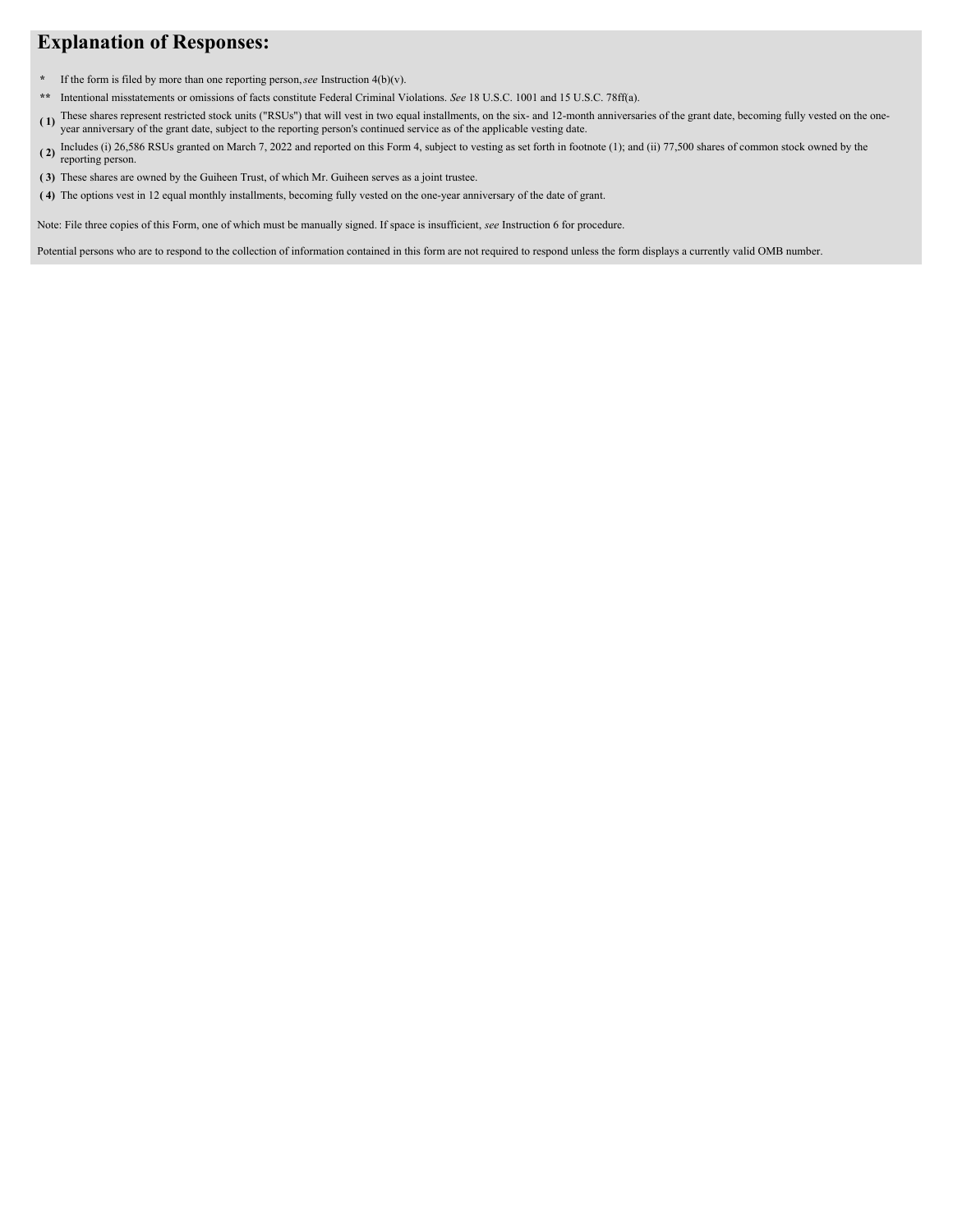# Explanation of Responses:

\* If the form is filed by more than one reporting person, *see* Instruction 4(b)(v).

\*\* Intentional misstatements or omissions of facts constitute Federal Criminal Violations. *See* 18 U.S.C. 1001 and 15 U.S.C. 78ff(a).

**( 1)** These shares represent restricted stock units ("RSUs") that will vest in two equal installments, on the six- and 12-month anniversaries of the grant date, becoming fully vested on the one-year anniversary of the grant date, subject to the reporting person's continued service as of the applicable vesting date.

**( 2)** Includes (i) 26,586 RSUs granted on March 7, 2022 and reported on this Form 4, subject to vesting as set forth in footnote (1); and (ii) 77,500 shares of common stock owned by the reporting person.

**( 3)** These shares are owned by the Guiheen Trust, of which Mr. Guiheen serves as a joint trustee.

**( 4)** The options vest in 12 equal monthly installments, becoming fully vested on the one-year anniversary of the date of grant.

Note: File three copies of this Form, one of which must be manually signed. If space is insufficient, *see* Instruction 6 for procedure.

Potential persons who are to respond to the collection of information contained in this form are not required to respond unless the form displays a currently valid OMB number.